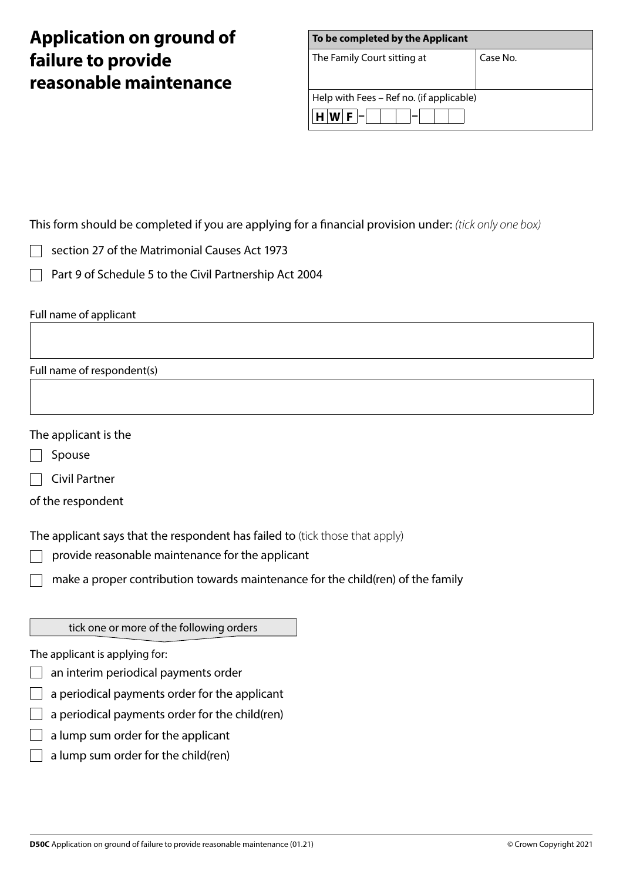# Application on ground of failure to provide reasonable maintenance

| To be completed by the Applicant | |
| --- | --- |
| The Family Court sitting at | Case No. |
| Help with Fees – Ref no. (if applicable) | |
| H W F – – | |

This form should be completed if you are applying for a financial provision under: *(tick only one box)*

☐ section 27 of the Matrimonial Causes Act 1973

☐ Part 9 of Schedule 5 to the Civil Partnership Act 2004

Full name of applicant

Full name of respondent(s)

The applicant is the

☐ Spouse

☐ Civil Partner

of the respondent

The applicant says that the respondent has failed to (tick those that apply)

☐ provide reasonable maintenance for the applicant

☐ make a proper contribution towards maintenance for the child(ren) of the family

tick one or more of the following orders

The applicant is applying for:

☐ an interim periodical payments order

☐ a periodical payments order for the applicant

☐ a periodical payments order for the child(ren)

☐ a lump sum order for the applicant

☐ a lump sum order for the child(ren)

**D50C** Application on ground of failure to provide reasonable maintenance (01.21) © Crown Copyright 2021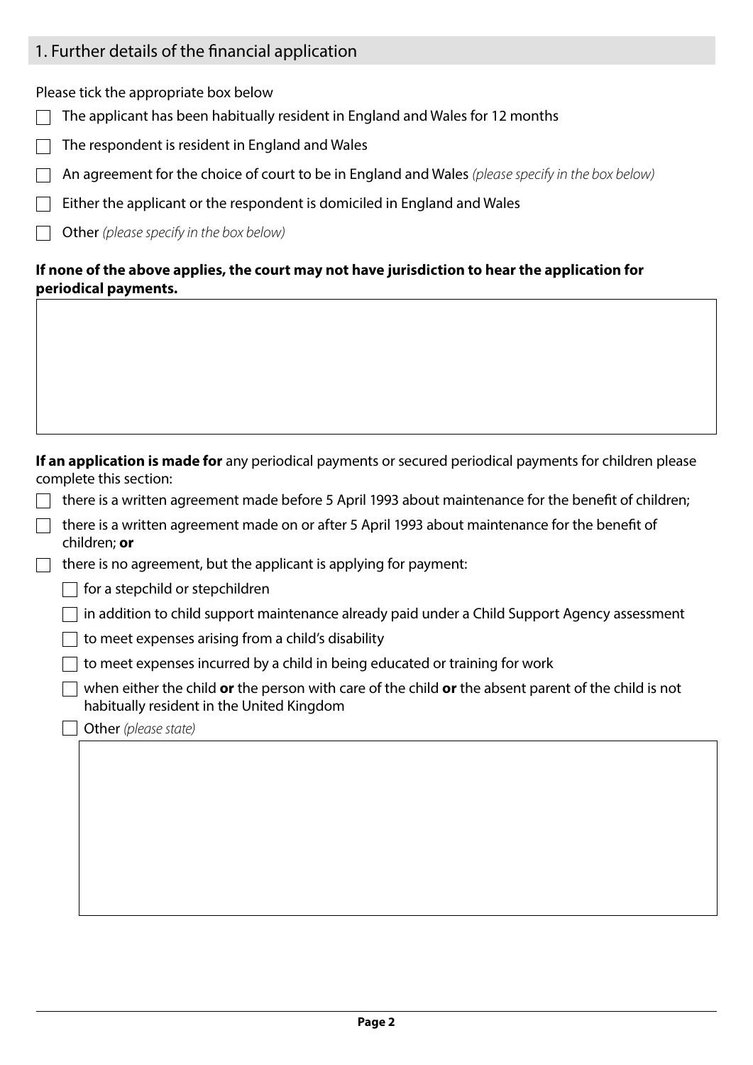## 1. Further details of the financial application

Please tick the appropriate box below

- ☐ The applicant has been habitually resident in England and Wales for 12 months
- ☐ The respondent is resident in England and Wales
- ☐ An agreement for the choice of court to be in England and Wales *(please specify in the box below)*
- ☐ Either the applicant or the respondent is domiciled in England and Wales
- ☐ Other *(please specify in the box below)*

**If none of the above applies, the court may not have jurisdiction to hear the application for periodical payments.**

**If an application is made for** any periodical payments or secured periodical payments for children please complete this section:

- ☐ there is a written agreement made before 5 April 1993 about maintenance for the benefit of children;
- ☐ there is a written agreement made on or after 5 April 1993 about maintenance for the benefit of children; **or**
- ☐ there is no agreement, but the applicant is applying for payment:
  - ☐ for a stepchild or stepchildren
  - ☐ in addition to child support maintenance already paid under a Child Support Agency assessment
  - ☐ to meet expenses arising from a child's disability
  - ☐ to meet expenses incurred by a child in being educated or training for work
  - ☐ when either the child **or** the person with care of the child **or** the absent parent of the child is not habitually resident in the United Kingdom
  - ☐ Other *(please state)*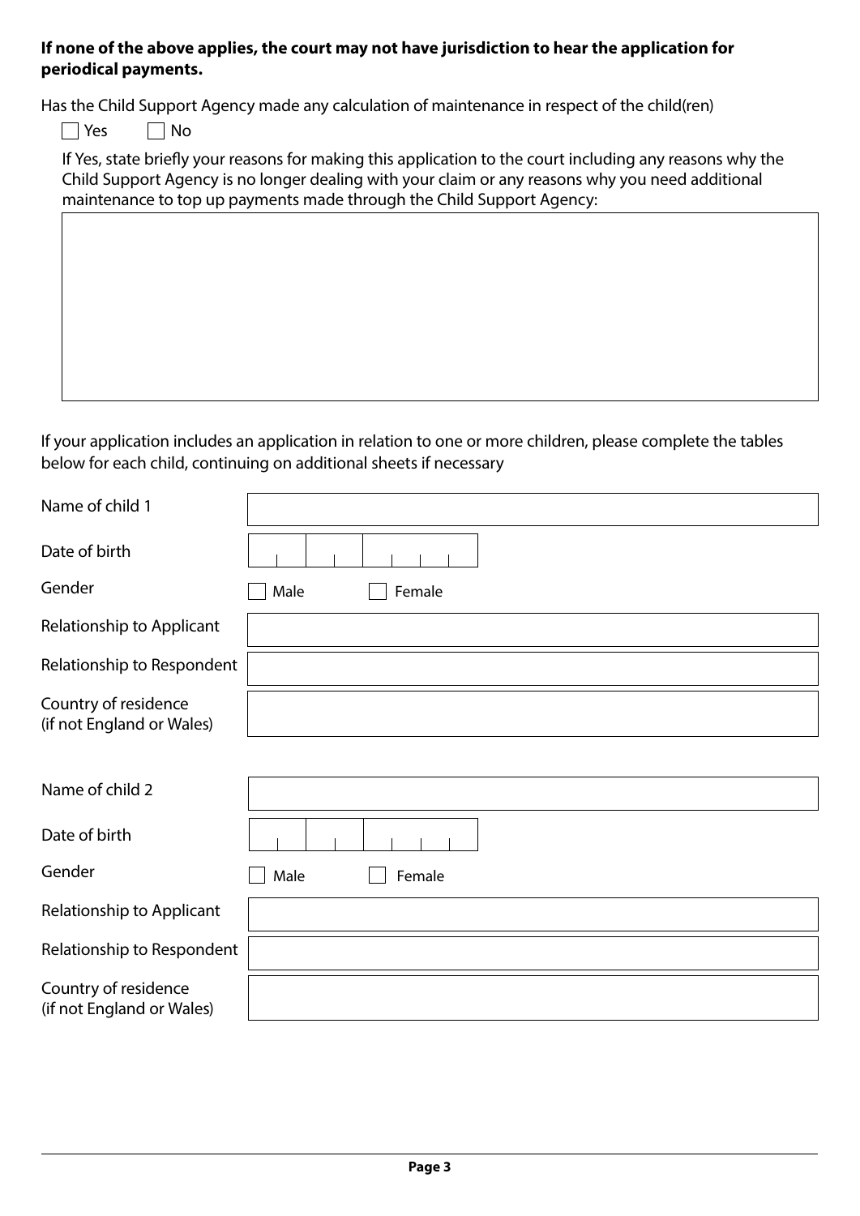**If none of the above applies, the court may not have jurisdiction to hear the application for periodical payments.**

Has the Child Support Agency made any calculation of maintenance in respect of the child(ren)

☐ Yes ☐ No

If Yes, state briefly your reasons for making this application to the court including any reasons why the Child Support Agency is no longer dealing with your claim or any reasons why you need additional maintenance to top up payments made through the Child Support Agency:

If your application includes an application in relation to one or more children, please complete the tables below for each child, continuing on additional sheets if necessary

| | |
|---|---|
| Name of child 1 | |
| Date of birth | |
| Gender | ☐ Male ☐ Female |
| Relationship to Applicant | |
| Relationship to Respondent | |
| Country of residence (if not England or Wales) | |

| | |
|---|---|
| Name of child 2 | |
| Date of birth | |
| Gender | ☐ Male ☐ Female |
| Relationship to Applicant | |
| Relationship to Respondent | |
| Country of residence (if not England or Wales) | |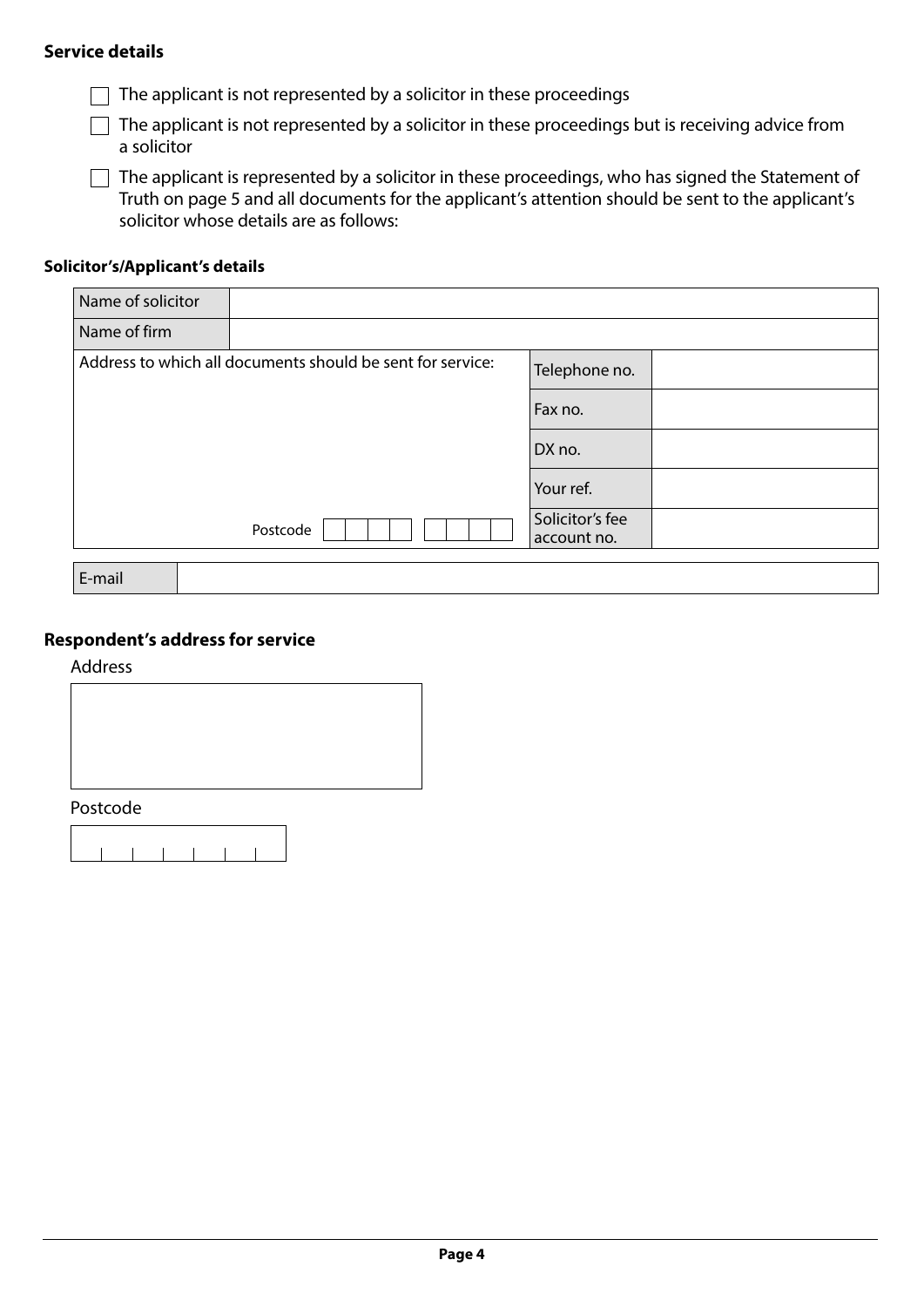**Service details**

- ☐ The applicant is not represented by a solicitor in these proceedings
- ☐ The applicant is not represented by a solicitor in these proceedings but is receiving advice from a solicitor
- ☐ The applicant is represented by a solicitor in these proceedings, who has signed the Statement of Truth on page 5 and all documents for the applicant's attention should be sent to the applicant's solicitor whose details are as follows:

**Solicitor's/Applicant's details**

| | | | |
|---|---|---|---|
| Name of solicitor | | | |
| Name of firm | | | |
| Address to which all documents should be sent for service: | | Telephone no. | |
| | | Fax no. | |
| | | DX no. | |
| | | Your ref. | |
| Postcode | | Solicitor's fee account no. | |

| | |
|---|---|
| E-mail | |

**Respondent's address for service**

Address

Postcode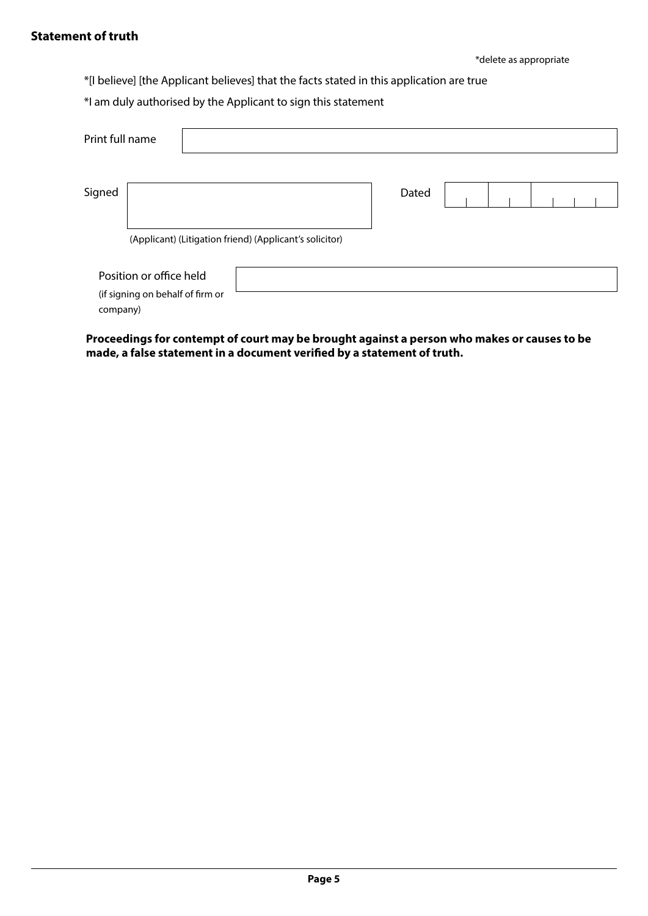**Statement of truth**

*delete as appropriate

*[I believe] [the Applicant believes] that the facts stated in this application are true

*I am duly authorised by the Applicant to sign this statement

Print full name

Signed

(Applicant) (Litigation friend) (Applicant's solicitor)

Dated

Position or office held
(if signing on behalf of firm or company)

**Proceedings for contempt of court may be brought against a person who makes or causes to be made, a false statement in a document verified by a statement of truth.**